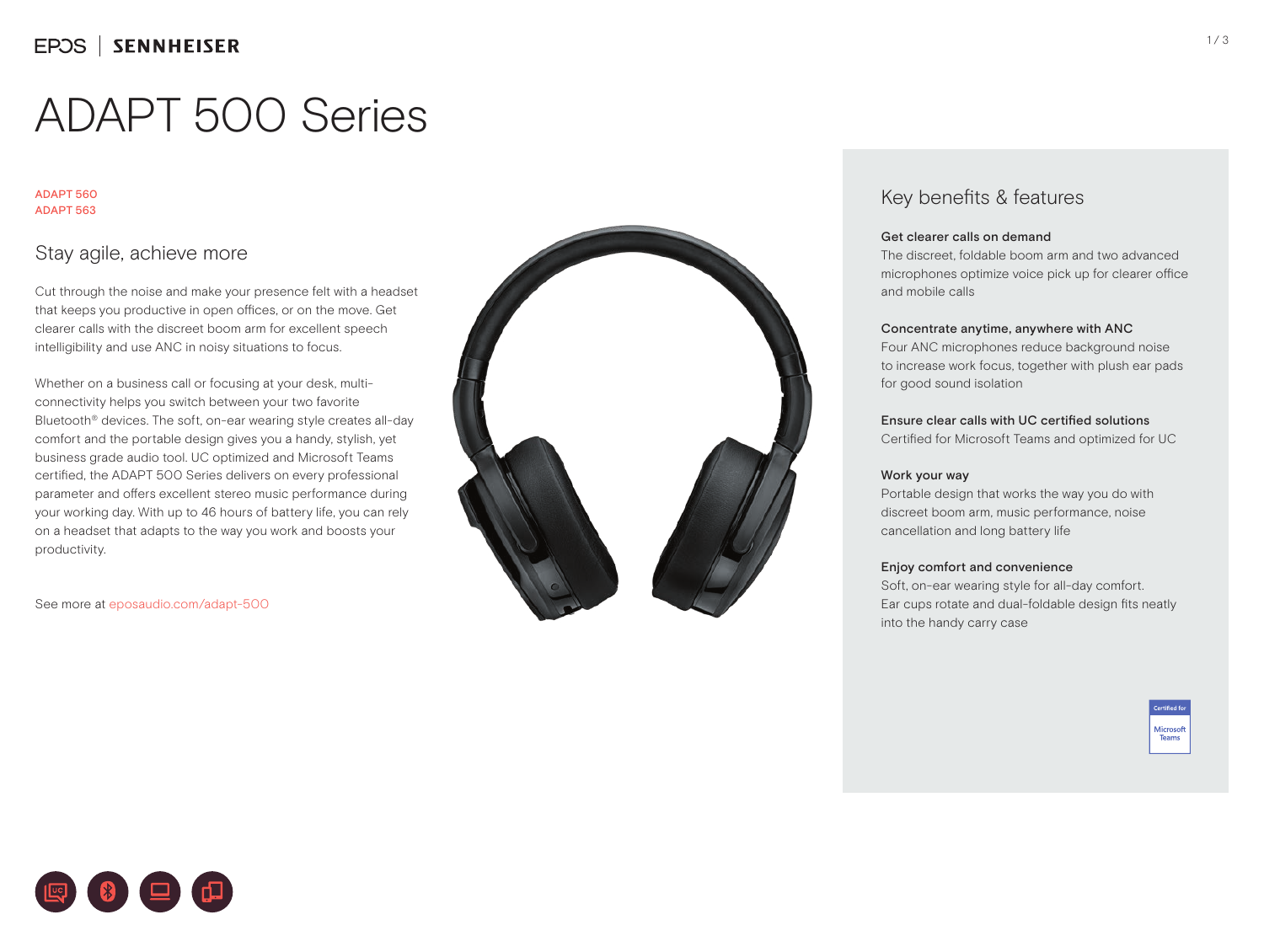EPOS | SENNHEISER

# ADAPT 500 Series

ADAPT 560
ADAPT 563

## Stay agile, achieve more

Cut through the noise and make your presence felt with a headset that keeps you productive in open offices, or on the move. Get clearer calls with the discreet boom arm for excellent speech intelligibility and use ANC in noisy situations to focus.

Whether on a business call or focusing at your desk, multi-connectivity helps you switch between your two favorite Bluetooth® devices. The soft, on-ear wearing style creates all-day comfort and the portable design gives you a handy, stylish, yet business grade audio tool. UC optimized and Microsoft Teams certified, the ADAPT 500 Series delivers on every professional parameter and offers excellent stereo music performance during your working day. With up to 46 hours of battery life, you can rely on a headset that adapts to the way you work and boosts your productivity.

See more at eposaudio.com/adapt-500

## Key benefits & features

**Get clearer calls on demand**
The discreet, foldable boom arm and two advanced microphones optimize voice pick up for clearer office and mobile calls

**Concentrate anytime, anywhere with ANC**
Four ANC microphones reduce background noise to increase work focus, together with plush ear pads for good sound isolation

**Ensure clear calls with UC certified solutions**
Certified for Microsoft Teams and optimized for UC

**Work your way**
Portable design that works the way you do with discreet boom arm, music performance, noise cancellation and long battery life

**Enjoy comfort and convenience**
Soft, on-ear wearing style for all-day comfort. Ear cups rotate and dual-foldable design fits neatly into the handy carry case

Certified for Microsoft Teams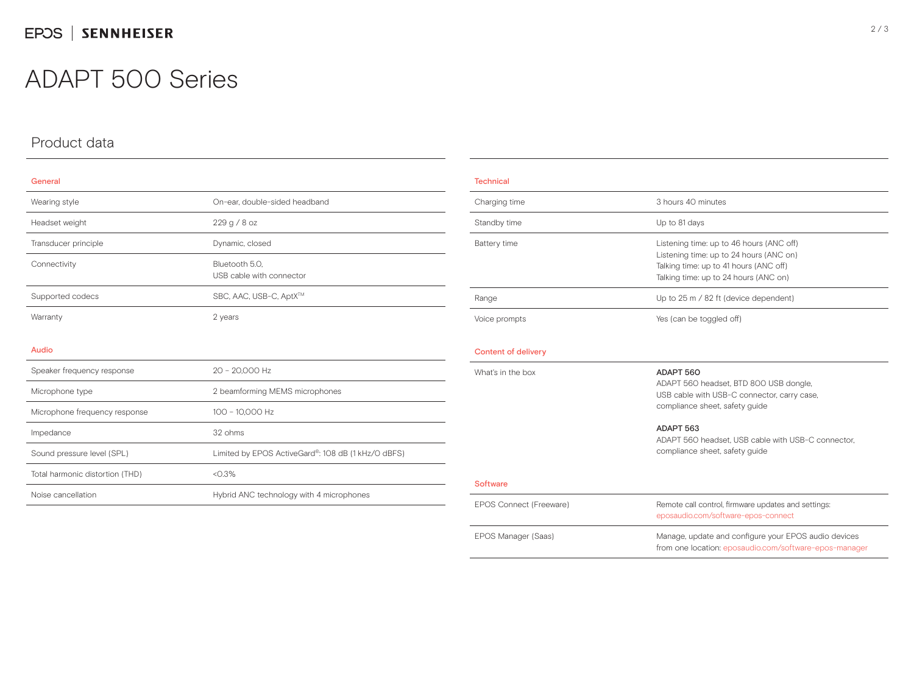# ADAPT 500 Series

## Product data

### General

| | |
|---|---|
| Wearing style | On-ear, double-sided headband |
| Headset weight | 229 g / 8 oz |
| Transducer principle | Dynamic, closed |
| Connectivity | Bluetooth 5.0, USB cable with connector |
| Supported codecs | SBC, AAC, USB-C, AptX™ |
| Warranty | 2 years |

### Audio

| | |
|---|---|
| Speaker frequency response | 20 – 20,000 Hz |
| Microphone type | 2 beamforming MEMS microphones |
| Microphone frequency response | 100 – 10,000 Hz |
| Impedance | 32 ohms |
| Sound pressure level (SPL) | Limited by EPOS ActiveGard®: 108 dB (1 kHz/0 dBFS) |
| Total harmonic distortion (THD) | <0.3% |
| Noise cancellation | Hybrid ANC technology with 4 microphones |

### Technical

| | |
|---|---|
| Charging time | 3 hours 40 minutes |
| Standby time | Up to 81 days |
| Battery time | Listening time: up to 46 hours (ANC off)<br>Listening time: up to 24 hours (ANC on)<br>Talking time: up to 41 hours (ANC off)<br>Talking time: up to 24 hours (ANC on) |
| Range | Up to 25 m / 82 ft (device dependent) |
| Voice prompts | Yes (can be toggled off) |

### Content of delivery

| | |
|---|---|
| What's in the box | **ADAPT 560**<br>ADAPT 560 headset, BTD 800 USB dongle, USB cable with USB-C connector, carry case, compliance sheet, safety guide<br><br>**ADAPT 563**<br>ADAPT 560 headset, USB cable with USB-C connector, compliance sheet, safety guide |

### Software

| | |
|---|---|
| EPOS Connect (Freeware) | Remote call control, firmware updates and settings: eposaudio.com/software-epos-connect |
| EPOS Manager (Saas) | Manage, update and configure your EPOS audio devices from one location: eposaudio.com/software-epos-manager |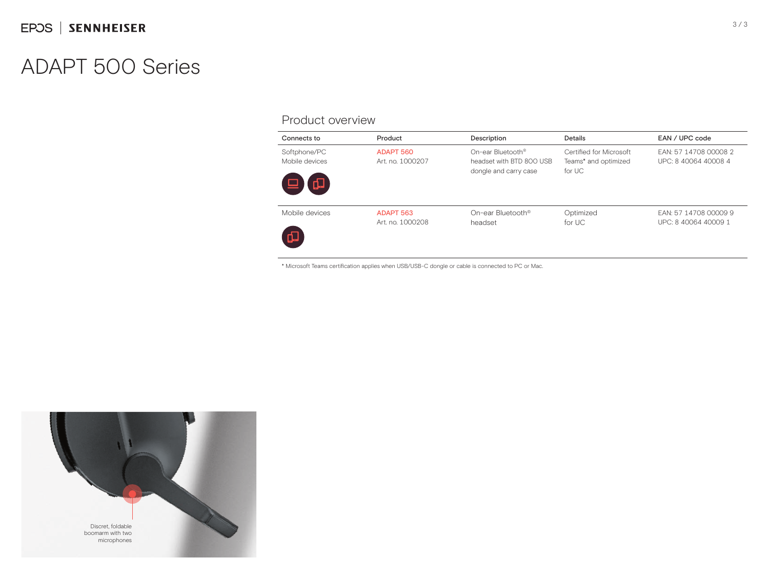# ADAPT 500 Series

## Product overview

| Connects to | Product | Description | Details | EAN / UPC code |
|---|---|---|---|---|
| Softphone/PC<br>Mobile devices | ADAPT 560<br>Art. no. 1000207 | On-ear Bluetooth® headset with BTD 800 USB dongle and carry case | Certified for Microsoft Teams* and optimized for UC | EAN: 57 14708 00008 2<br>UPC: 8 40064 40008 4 |
| Mobile devices | ADAPT 563<br>Art. no. 1000208 | On-ear Bluetooth® headset | Optimized for UC | EAN: 57 14708 00009 9<br>UPC: 8 40064 40009 1 |

* Microsoft Teams certification applies when USB/USB-C dongle or cable is connected to PC or Mac.

Discret, foldable boomarm with two microphones